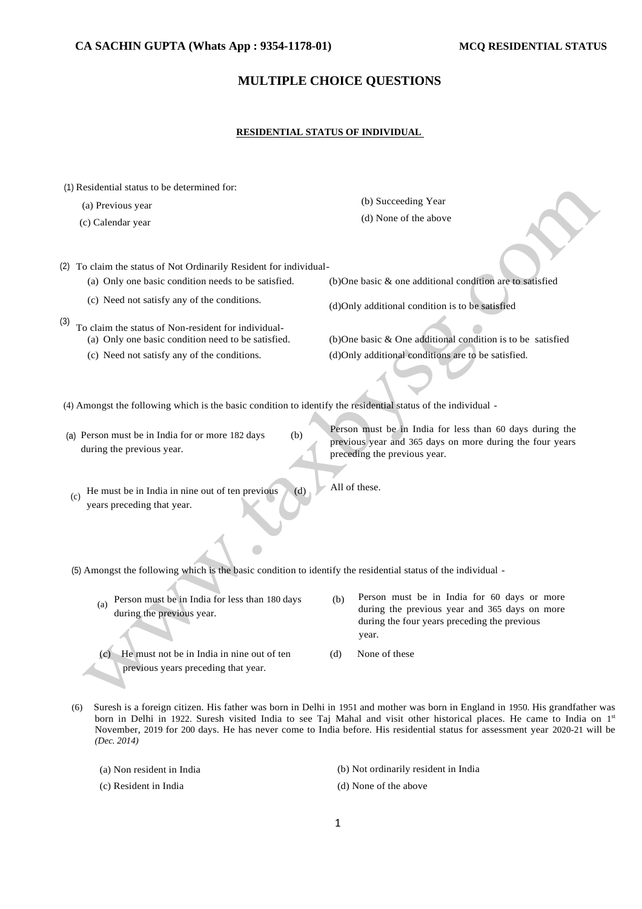# MULTIPLE CHOICE QUESTIONS

## RESIDENTIAL STATUS OF INDIVIDUAL

(1) Residential status to be determined for:

(a) Previous year
(b) Succeeding Year
(c) Calendar year
(d) None of the above

(2) To claim the status of Not Ordinarily Resident for individual-

(a) Only one basic condition needs to be satisfied.
(b) One basic & one additional condition are to satisfied
(c) Need not satisfy any of the conditions.
(d) Only additional condition is to be satisfied

(3) To claim the status of Non-resident for individual-

(a) Only one basic condition need to be satisfied.
(b) One basic & One additional condition is to be satisfied
(c) Need not satisfy any of the conditions.
(d) Only additional conditions are to be satisfied.

(4) Amongst the following which is the basic condition to identify the residential status of the individual -

(a) Person must be in India for or more 182 days during the previous year.
(b) Person must be in India for less than 60 days during the previous year and 365 days on more during the four years preceding the previous year.
(c) He must be in India in nine out of ten previous years preceding that year.
(d) All of these.

(5) Amongst the following which is the basic condition to identify the residential status of the individual -

(a) Person must be in India for less than 180 days during the previous year.
(b) Person must be in India for 60 days or more during the previous year and 365 days on more during the four years preceding the previous year.
(c) He must not be in India in nine out of ten previous years preceding that year.
(d) None of these

(6) Suresh is a foreign citizen. His father was born in Delhi in 1951 and mother was born in England in 1950. His grandfather was born in Delhi in 1922. Suresh visited India to see Taj Mahal and visit other historical places. He came to India on 1st November, 2019 for 200 days. He has never come to India before. His residential status for assessment year 2020-21 will be *(Dec. 2014)*

(a) Non resident in India
(b) Not ordinarily resident in India
(c) Resident in India
(d) None of the above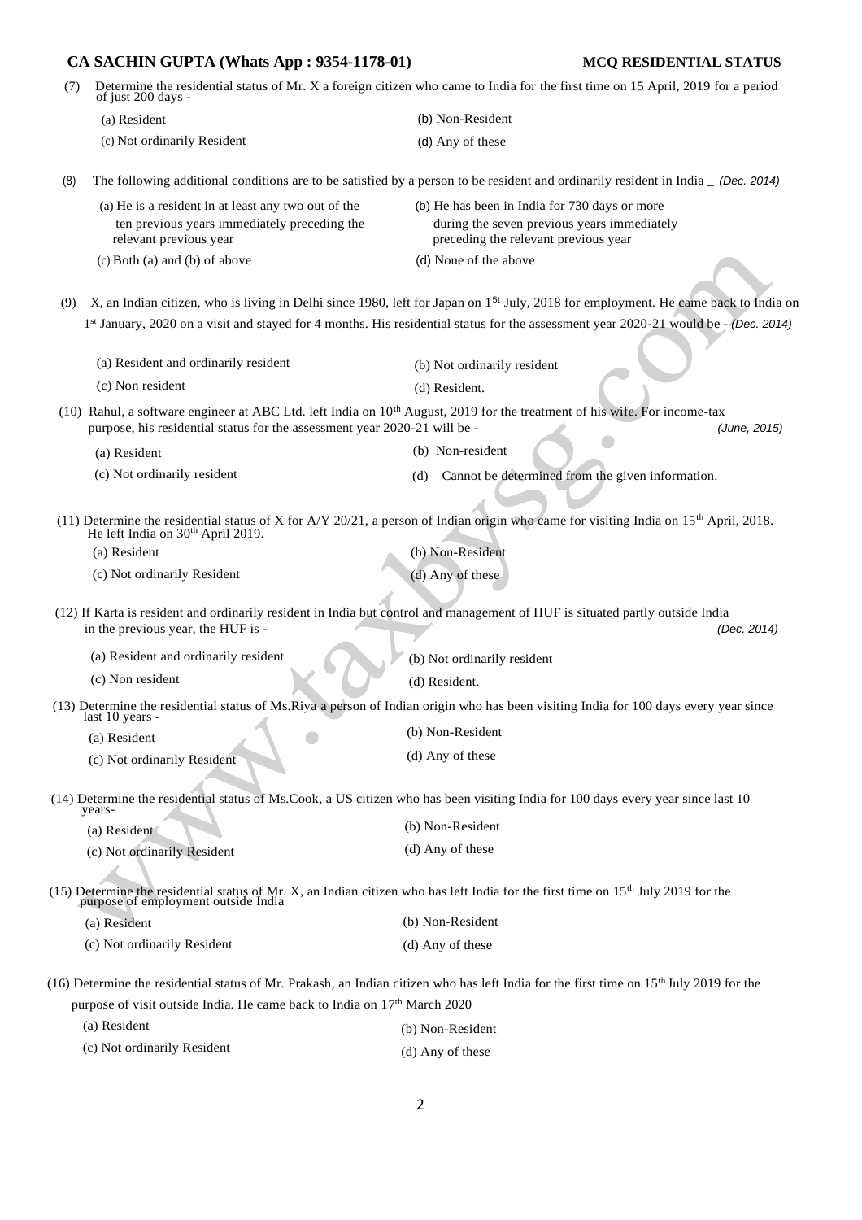(7) Determine the residential status of Mr. X a foreign citizen who came to India for the first time on 15 April, 2019 for a period of just 200 days -

(a) Resident
(b) Non-Resident
(c) Not ordinarily Resident
(d) Any of these

(8) The following additional conditions are to be satisfied by a person to be resident and ordinarily resident in India _ *(Dec. 2014)*

(a) He is a resident in at least any two out of the ten previous years immediately preceding the relevant previous year
(b) He has been in India for 730 days or more during the seven previous years immediately preceding the relevant previous year
(c) Both (a) and (b) of above
(d) None of the above

(9) X, an Indian citizen, who is living in Delhi since 1980, left for Japan on 1st July, 2018 for employment. He came back to India on 1st January, 2020 on a visit and stayed for 4 months. His residential status for the assessment year 2020-21 would be - *(Dec. 2014)*

(a) Resident and ordinarily resident
(b) Not ordinarily resident
(c) Non resident
(d) Resident.

(10) Rahul, a software engineer at ABC Ltd. left India on 10th August, 2019 for the treatment of his wife. For income-tax purpose, his residential status for the assessment year 2020-21 will be - *(June, 2015)*

(a) Resident
(b) Non-resident
(c) Not ordinarily resident
(d) Cannot be determined from the given information.

(11) Determine the residential status of X for A/Y 20/21, a person of Indian origin who came for visiting India on 15th April, 2018. He left India on 30th April 2019.

(a) Resident
(b) Non-Resident
(c) Not ordinarily Resident
(d) Any of these

(12) If Karta is resident and ordinarily resident in India but control and management of HUF is situated partly outside India in the previous year, the HUF is - *(Dec. 2014)*

(a) Resident and ordinarily resident
(b) Not ordinarily resident
(c) Non resident
(d) Resident.

(13) Determine the residential status of Ms.Riya a person of Indian origin who has been visiting India for 100 days every year since last 10 years -

(a) Resident
(b) Non-Resident
(c) Not ordinarily Resident
(d) Any of these

(14) Determine the residential status of Ms.Cook, a US citizen who has been visiting India for 100 days every year since last 10 years-

(a) Resident
(b) Non-Resident
(c) Not ordinarily Resident
(d) Any of these

(15) Determine the residential status of Mr. X, an Indian citizen who has left India for the first time on 15th July 2019 for the purpose of employment outside India

(a) Resident
(b) Non-Resident
(c) Not ordinarily Resident
(d) Any of these

(16) Determine the residential status of Mr. Prakash, an Indian citizen who has left India for the first time on 15th July 2019 for the purpose of visit outside India. He came back to India on 17th March 2020

(a) Resident
(b) Non-Resident
(c) Not ordinarily Resident
(d) Any of these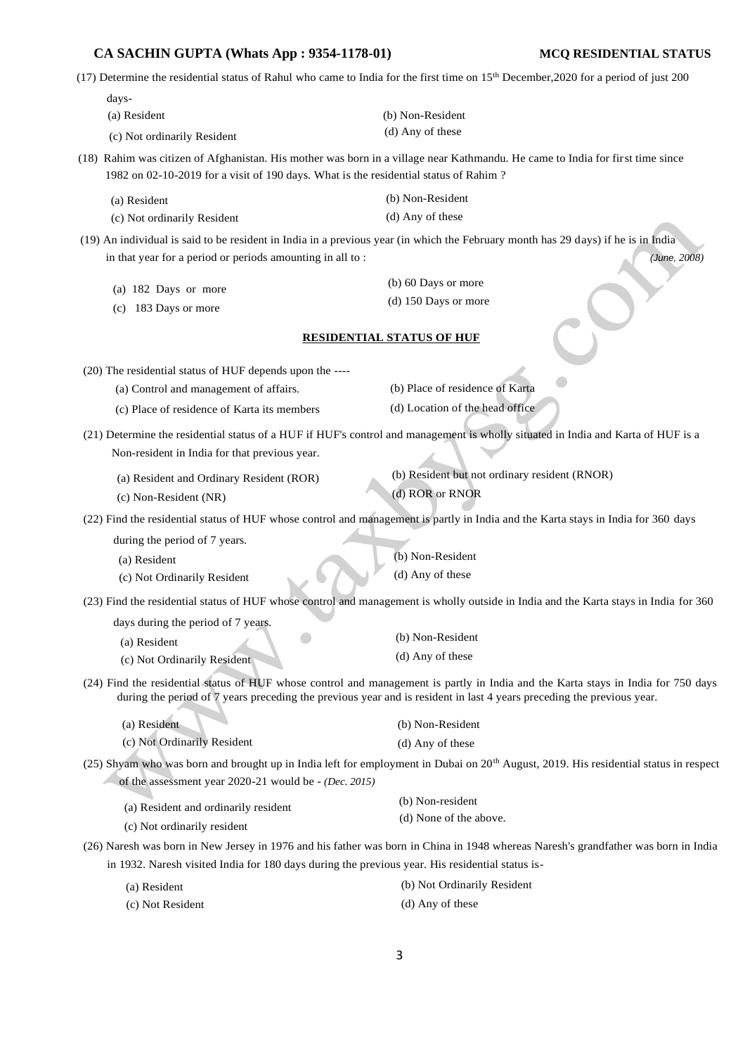(17) Determine the residential status of Rahul who came to India for the first time on 15th December,2020 for a period of just 200 days-

(a) Resident
(b) Non-Resident
(c) Not ordinarily Resident
(d) Any of these

(18) Rahim was citizen of Afghanistan. His mother was born in a village near Kathmandu. He came to India for first time since 1982 on 02-10-2019 for a visit of 190 days. What is the residential status of Rahim ?

(a) Resident
(b) Non-Resident
(c) Not ordinarily Resident
(d) Any of these

(19) An individual is said to be resident in India in a previous year (in which the February month has 29 days) if he is in India in that year for a period or periods amounting in all to : *(June, 2008)*

(a) 182 Days or more
(b) 60 Days or more
(c) 183 Days or more
(d) 150 Days or more

## RESIDENTIAL STATUS OF HUF

(20) The residential status of HUF depends upon the ----

(a) Control and management of affairs.
(b) Place of residence of Karta
(c) Place of residence of Karta its members
(d) Location of the head office

(21) Determine the residential status of a HUF if HUF's control and management is wholly situated in India and Karta of HUF is a Non-resident in India for that previous year.

(a) Resident and Ordinary Resident (ROR)
(b) Resident but not ordinary resident (RNOR)
(c) Non-Resident (NR)
(d) ROR or RNOR

(22) Find the residential status of HUF whose control and management is partly in India and the Karta stays in India for 360 days during the period of 7 years.

(a) Resident
(b) Non-Resident
(c) Not Ordinarily Resident
(d) Any of these

(23) Find the residential status of HUF whose control and management is wholly outside in India and the Karta stays in India for 360 days during the period of 7 years.

(a) Resident
(b) Non-Resident
(c) Not Ordinarily Resident
(d) Any of these

(24) Find the residential status of HUF whose control and management is partly in India and the Karta stays in India for 750 days during the period of 7 years preceding the previous year and is resident in last 4 years preceding the previous year.

(a) Resident
(b) Non-Resident
(c) Not Ordinarily Resident
(d) Any of these

(25) Shyam who was born and brought up in India left for employment in Dubai on 20th August, 2019. His residential status in respect of the assessment year 2020-21 would be - *(Dec. 2015)*

(a) Resident and ordinarily resident
(b) Non-resident
(c) Not ordinarily resident
(d) None of the above.

(26) Naresh was born in New Jersey in 1976 and his father was born in China in 1948 whereas Naresh's grandfather was born in India in 1932. Naresh visited India for 180 days during the previous year. His residential status is-

(a) Resident
(b) Not Ordinarily Resident
(c) Not Resident
(d) Any of these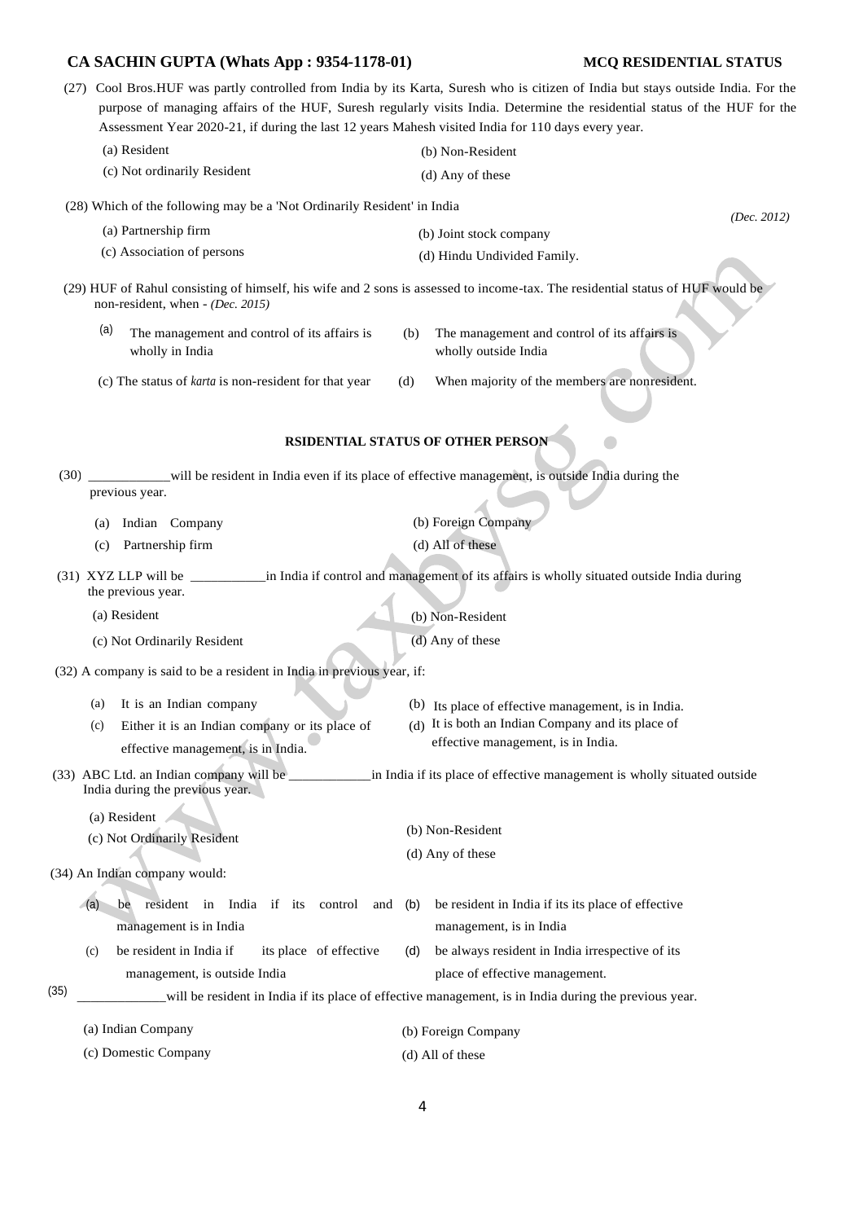(27) Cool Bros.HUF was partly controlled from India by its Karta, Suresh who is citizen of India but stays outside India. For the purpose of managing affairs of the HUF, Suresh regularly visits India. Determine the residential status of the HUF for the Assessment Year 2020-21, if during the last 12 years Mahesh visited India for 110 days every year.

(a) Resident
(b) Non-Resident
(c) Not ordinarily Resident
(d) Any of these

(28) Which of the following may be a 'Not Ordinarily Resident' in India *(Dec. 2012)*

(a) Partnership firm
(b) Joint stock company
(c) Association of persons
(d) Hindu Undivided Family.

(29) HUF of Rahul consisting of himself, his wife and 2 sons is assessed to income-tax. The residential status of HUF would be non-resident, when - *(Dec. 2015)*

(a) The management and control of its affairs is wholly in India
(b) The management and control of its affairs is wholly outside India
(c) The status of *karta* is non-resident for that year
(d) When majority of the members are nonresident.

## RSIDENTIAL STATUS OF OTHER PERSON

(30) ____________will be resident in India even if its place of effective management, is outside India during the previous year.

(a) Indian Company
(b) Foreign Company
(c) Partnership firm
(d) All of these

(31) XYZ LLP will be ___________in India if control and management of its affairs is wholly situated outside India during the previous year.

(a) Resident
(b) Non-Resident
(c) Not Ordinarily Resident
(d) Any of these

(32) A company is said to be a resident in India in previous year, if:

(a) It is an Indian company
(b) Its place of effective management, is in India.
(c) Either it is an Indian company or its place of effective management, is in India.
(d) It is both an Indian Company and its place of effective management, is in India.

(33) ABC Ltd. an Indian company will be ____________in India if its place of effective management is wholly situated outside India during the previous year.

(a) Resident
(b) Non-Resident
(c) Not Ordinarily Resident
(d) Any of these

(34) An Indian company would:

(a) be resident in India if its control and management is in India
(b) be resident in India if its its place of effective management, is in India
(c) be resident in India if its place of effective management, is outside India
(d) be always resident in India irrespective of its place of effective management.

(35) _____________will be resident in India if its place of effective management, is in India during the previous year.

(a) Indian Company
(b) Foreign Company
(c) Domestic Company
(d) All of these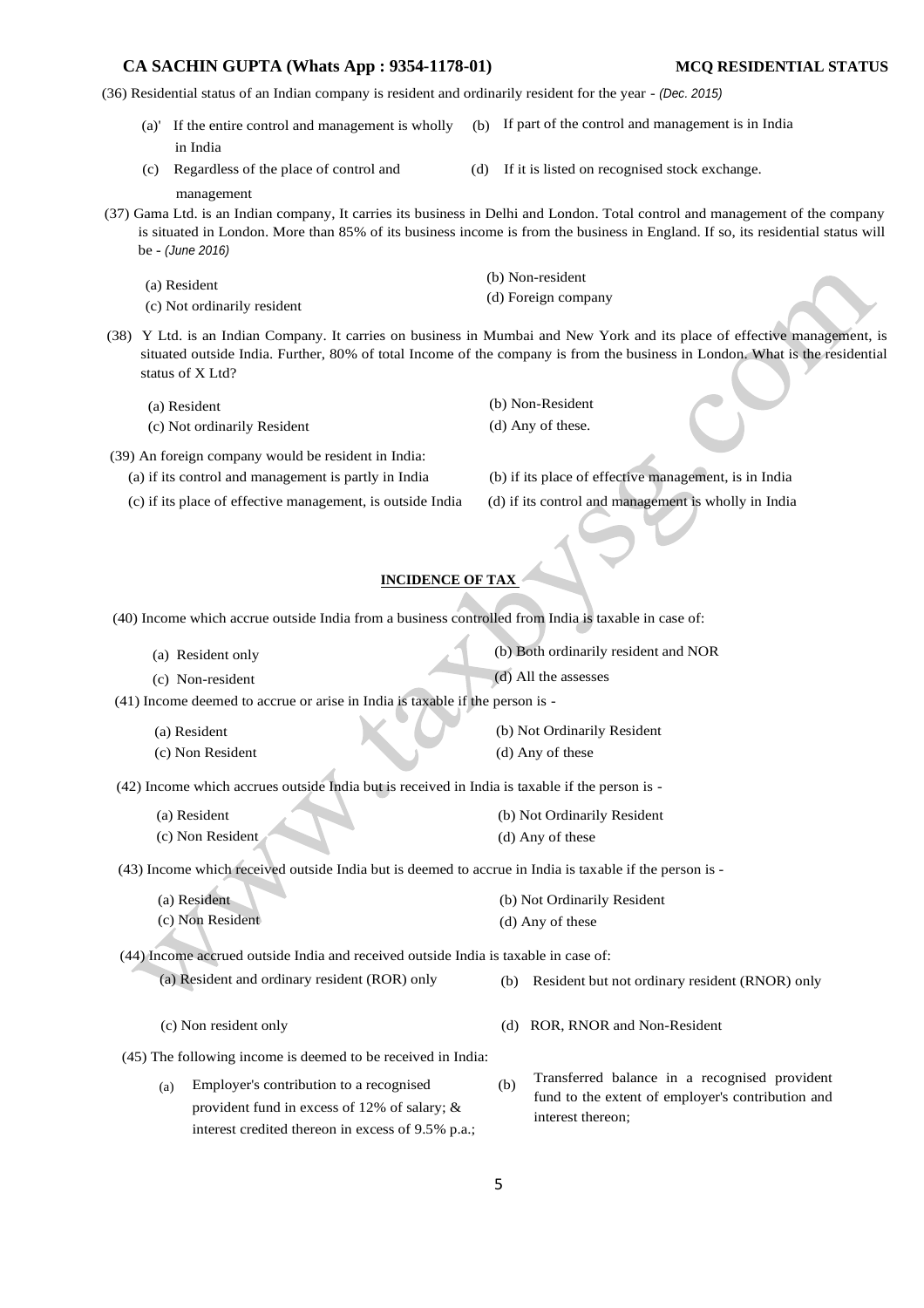(36) Residential status of an Indian company is resident and ordinarily resident for the year - *(Dec. 2015)*

(a)' If the entire control and management is wholly in India

(b) If part of the control and management is in India

(c) Regardless of the place of control and management

(d) If it is listed on recognised stock exchange.

(37) Gama Ltd. is an Indian company, It carries its business in Delhi and London. Total control and management of the company is situated in London. More than 85% of its business income is from the business in England. If so, its residential status will be - *(June 2016)*

(a) Resident

(b) Non-resident

(c) Not ordinarily resident

(d) Foreign company

(38) Y Ltd. is an Indian Company. It carries on business in Mumbai and New York and its place of effective management, is situated outside India. Further, 80% of total Income of the company is from the business in London. What is the residential status of X Ltd?

(a) Resident

(b) Non-Resident

(c) Not ordinarily Resident

(d) Any of these.

(39) An foreign company would be resident in India:

(a) if its control and management is partly in India

(b) if its place of effective management, is in India

(c) if its place of effective management, is outside India

(d) if its control and management is wholly in India

## INCIDENCE OF TAX

(40) Income which accrue outside India from a business controlled from India is taxable in case of:

(a) Resident only

(b) Both ordinarily resident and NOR

(c) Non-resident

(d) All the assesses

(41) Income deemed to accrue or arise in India is taxable if the person is -

(a) Resident

(b) Not Ordinarily Resident

(c) Non Resident

(d) Any of these

(42) Income which accrues outside India but is received in India is taxable if the person is -

(a) Resident

(b) Not Ordinarily Resident

(c) Non Resident

(d) Any of these

(43) Income which received outside India but is deemed to accrue in India is taxable if the person is -

(a) Resident

(b) Not Ordinarily Resident

(c) Non Resident

(d) Any of these

(44) Income accrued outside India and received outside India is taxable in case of:

(a) Resident and ordinary resident (ROR) only

(b) Resident but not ordinary resident (RNOR) only

(c) Non resident only

(d) ROR, RNOR and Non-Resident

(45) The following income is deemed to be received in India:

(a) Employer's contribution to a recognised provident fund in excess of 12% of salary; & interest credited thereon in excess of 9.5% p.a.;

(b) Transferred balance in a recognised provident fund to the extent of employer's contribution and interest thereon;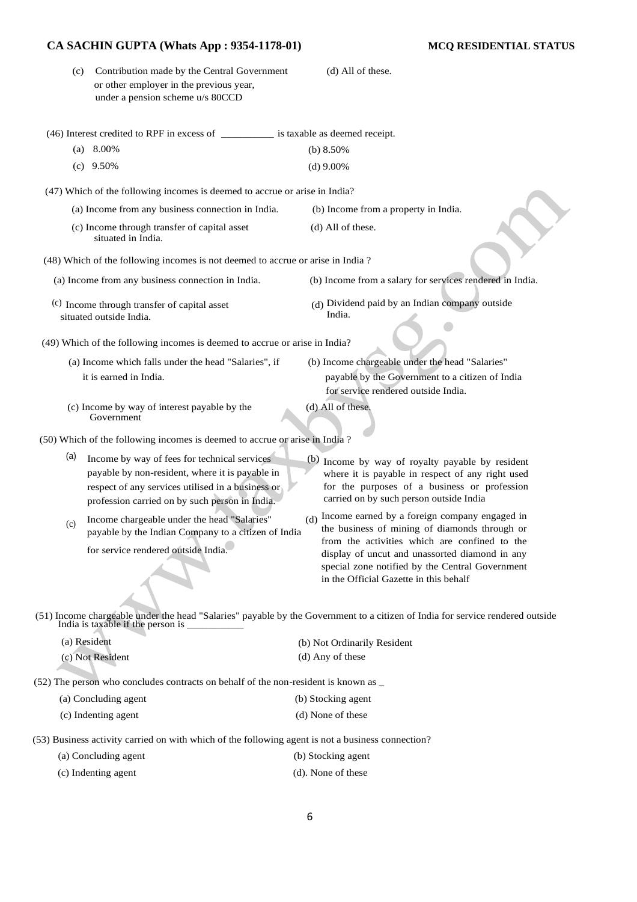(c) Contribution made by the Central Government or other employer in the previous year, under a pension scheme u/s 80CCD

(d) All of these.

(46) Interest credited to RPF in excess of __________ is taxable as deemed receipt.

(a) 8.00%

(b) 8.50%

(c) 9.50%

(d) 9.00%

(47) Which of the following incomes is deemed to accrue or arise in India?

(a) Income from any business connection in India.

(b) Income from a property in India.

(c) Income through transfer of capital asset situated in India.

(d) All of these.

(48) Which of the following incomes is not deemed to accrue or arise in India ?

(a) Income from any business connection in India.

(b) Income from a salary for services rendered in India.

(c) Income through transfer of capital asset situated outside India.

(d) Dividend paid by an Indian company outside India.

(49) Which of the following incomes is deemed to accrue or arise in India?

(a) Income which falls under the head "Salaries", if it is earned in India.

(b) Income chargeable under the head "Salaries" payable by the Government to a citizen of India for service rendered outside India.

(c) Income by way of interest payable by the Government

(d) All of these.

(50) Which of the following incomes is deemed to accrue or arise in India ?

(a) Income by way of fees for technical services payable by non-resident, where it is payable in respect of any services utilised in a business or profession carried on by such person in India.

(b) Income by way of royalty payable by resident where it is payable in respect of any right used for the purposes of a business or profession carried on by such person outside India

(c) Income chargeable under the head "Salaries" payable by the Indian Company to a citizen of India for service rendered outside India.

(d) Income earned by a foreign company engaged in the business of mining of diamonds through or from the activities which are confined to the display of uncut and unassorted diamond in any special zone notified by the Central Government in the Official Gazette in this behalf

(51) Income chargeable under the head "Salaries" payable by the Government to a citizen of India for service rendered outside India is taxable if the person is ___________

(a) Resident

(b) Not Ordinarily Resident

(c) Not Resident

(d) Any of these

(52) The person who concludes contracts on behalf of the non-resident is known as _

(a) Concluding agent

(b) Stocking agent

(c) Indenting agent

(d) None of these

(53) Business activity carried on with which of the following agent is not a business connection?

(a) Concluding agent

(b) Stocking agent

(c) Indenting agent

(d). None of these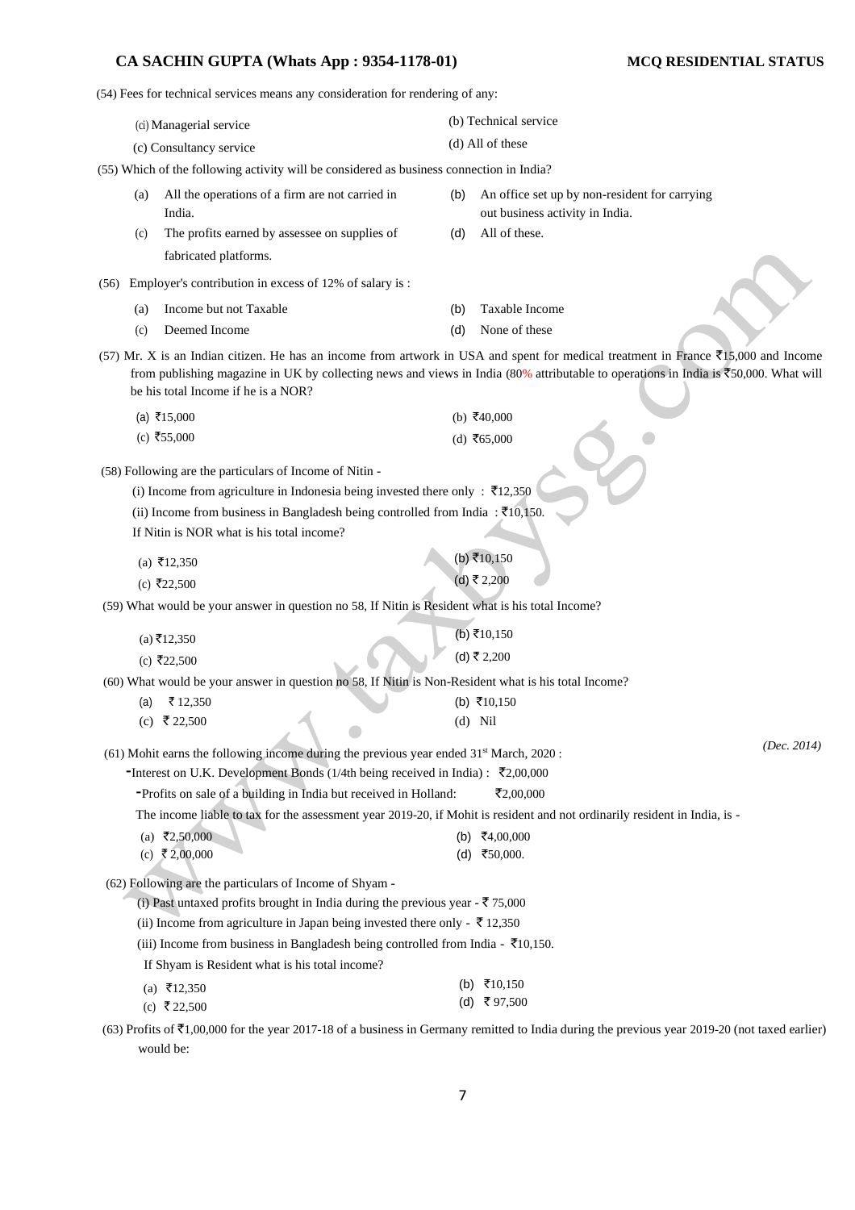(54) Fees for technical services means any consideration for rendering of any:

(a) Managerial service | (b) Technical service
(c) Consultancy service | (d) All of these

(55) Which of the following activity will be considered as business connection in India?

(a) All the operations of a firm are not carried in India.
(b) An office set up by non-resident for carrying out business activity in India.
(c) The profits earned by assessee on supplies of fabricated platforms.
(d) All of these.

(56) Employer's contribution in excess of 12% of salary is :

(a) Income but not Taxable
(b) Taxable Income
(c) Deemed Income
(d) None of these

(57) Mr. X is an Indian citizen. He has an income from artwork in USA and spent for medical treatment in France ₹15,000 and Income from publishing magazine in UK by collecting news and views in India (80% attributable to operations in India is ₹50,000. What will be his total Income if he is a NOR?

(a) ₹15,000
(b) ₹40,000
(c) ₹55,000
(d) ₹65,000

(58) Following are the particulars of Income of Nitin -

(i) Income from agriculture in Indonesia being invested there only : ₹12,350
(ii) Income from business in Bangladesh being controlled from India : ₹10,150.

If Nitin is NOR what is his total income?

(a) ₹12,350
(b) ₹10,150
(c) ₹22,500
(d) ₹ 2,200

(59) What would be your answer in question no 58, If Nitin is Resident what is his total Income?

(a) ₹12,350
(b) ₹10,150
(c) ₹22,500
(d) ₹ 2,200

(60) What would be your answer in question no 58, If Nitin is Non-Resident what is his total Income?

(a) ₹ 12,350
(b) ₹10,150
(c) ₹ 22,500
(d) Nil

*(Dec. 2014)*

(61) Mohit earns the following income during the previous year ended 31st March, 2020 :

- Interest on U.K. Development Bonds (1/4th being received in India) : ₹2,00,000
- Profits on sale of a building in India but received in Holland: ₹2,00,000

The income liable to tax for the assessment year 2019-20, if Mohit is resident and not ordinarily resident in India, is -

(a) ₹2,50,000
(b) ₹4,00,000
(c) ₹ 2,00,000
(d) ₹50,000.

(62) Following are the particulars of Income of Shyam -

(i) Past untaxed profits brought in India during the previous year - ₹ 75,000
(ii) Income from agriculture in Japan being invested there only - ₹ 12,350
(iii) Income from business in Bangladesh being controlled from India - ₹10,150.

If Shyam is Resident what is his total income?

(a) ₹12,350
(b) ₹10,150
(c) ₹ 22,500
(d) ₹ 97,500

(63) Profits of ₹1,00,000 for the year 2017-18 of a business in Germany remitted to India during the previous year 2019-20 (not taxed earlier) would be: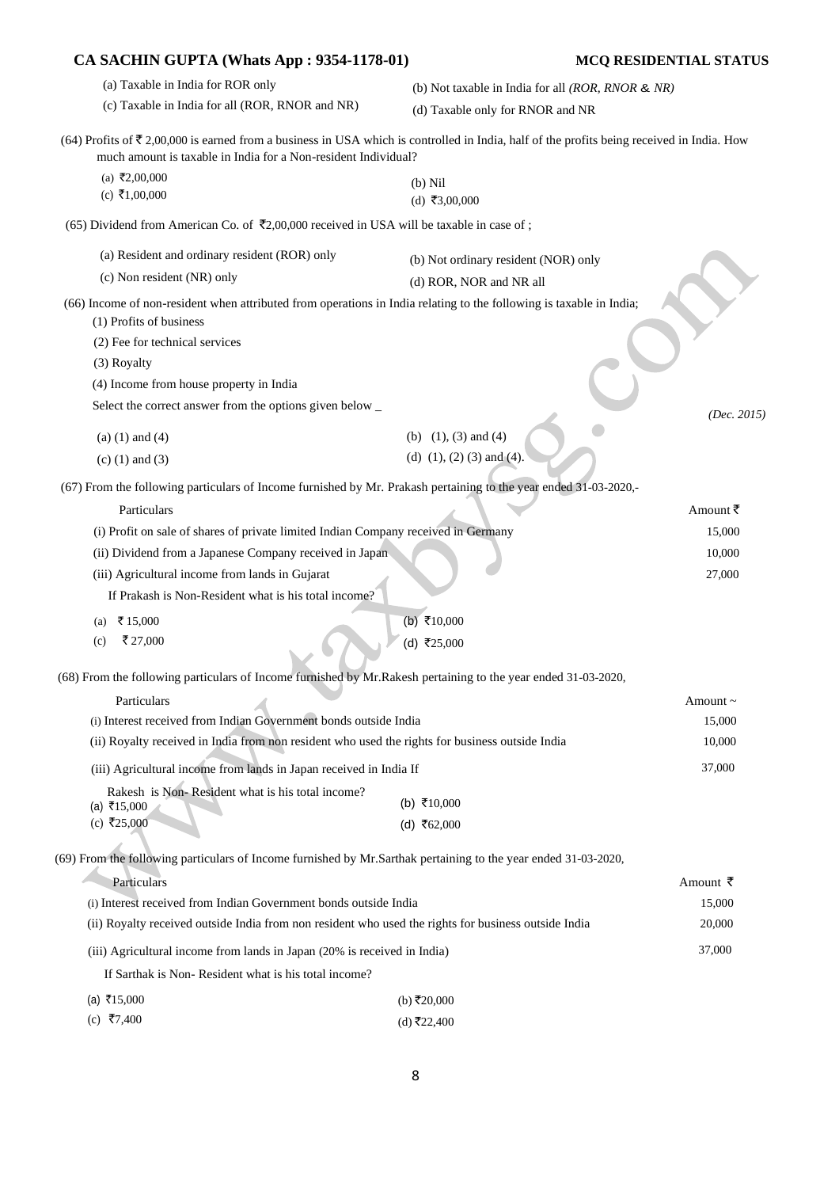(a) Taxable in India for ROR only

(b) Not taxable in India for all *(ROR, RNOR & NR)*

(c) Taxable in India for all (ROR, RNOR and NR)

(d) Taxable only for RNOR and NR

(64) Profits of ₹ 2,00,000 is earned from a business in USA which is controlled in India, half of the profits being received in India. How much amount is taxable in India for a Non-resident Individual?

(a) ₹2,00,000

(b) Nil

(c) ₹1,00,000

(d) ₹3,00,000

(65) Dividend from American Co. of ₹2,00,000 received in USA will be taxable in case of ;

(a) Resident and ordinary resident (ROR) only

(b) Not ordinary resident (NOR) only

(c) Non resident (NR) only

(d) ROR, NOR and NR all

(66) Income of non-resident when attributed from operations in India relating to the following is taxable in India;

(1) Profits of business

(2) Fee for technical services

(3) Royalty

(4) Income from house property in India

Select the correct answer from the options given below _ *(Dec. 2015)*

(a) (1) and (4)

(b) (1), (3) and (4)

(c) (1) and (3)

(d) (1), (2) (3) and (4).

(67) From the following particulars of Income furnished by Mr. Prakash pertaining to the year ended 31-03-2020,-

| Particulars | Amount ₹ |
|---|---|
| (i) Profit on sale of shares of private limited Indian Company received in Germany | 15,000 |
| (ii) Dividend from a Japanese Company received in Japan | 10,000 |
| (iii) Agricultural income from lands in Gujarat | 27,000 |

If Prakash is Non-Resident what is his total income?

(a) ₹ 15,000

(b) ₹10,000

(c) ₹ 27,000

(d) ₹25,000

(68) From the following particulars of Income furnished by Mr.Rakesh pertaining to the year ended 31-03-2020,

| Particulars | Amount ~ |
|---|---|
| (i) Interest received from Indian Government bonds outside India | 15,000 |
| (ii) Royalty received in India from non resident who used the rights for business outside India | 10,000 |
| (iii) Agricultural income from lands in Japan received in India If | 37,000 |

Rakesh is Non- Resident what is his total income?

(a) ₹15,000

(b) ₹10,000

(c) ₹25,000

(d) ₹62,000

(69) From the following particulars of Income furnished by Mr.Sarthak pertaining to the year ended 31-03-2020,

| Particulars | Amount ₹ |
|---|---|
| (i) Interest received from Indian Government bonds outside India | 15,000 |
| (ii) Royalty received outside India from non resident who used the rights for business outside India | 20,000 |
| (iii) Agricultural income from lands in Japan (20% is received in India) | 37,000 |

If Sarthak is Non- Resident what is his total income?

(a) ₹15,000

(b) ₹20,000

(c) ₹7,400

(d) ₹22,400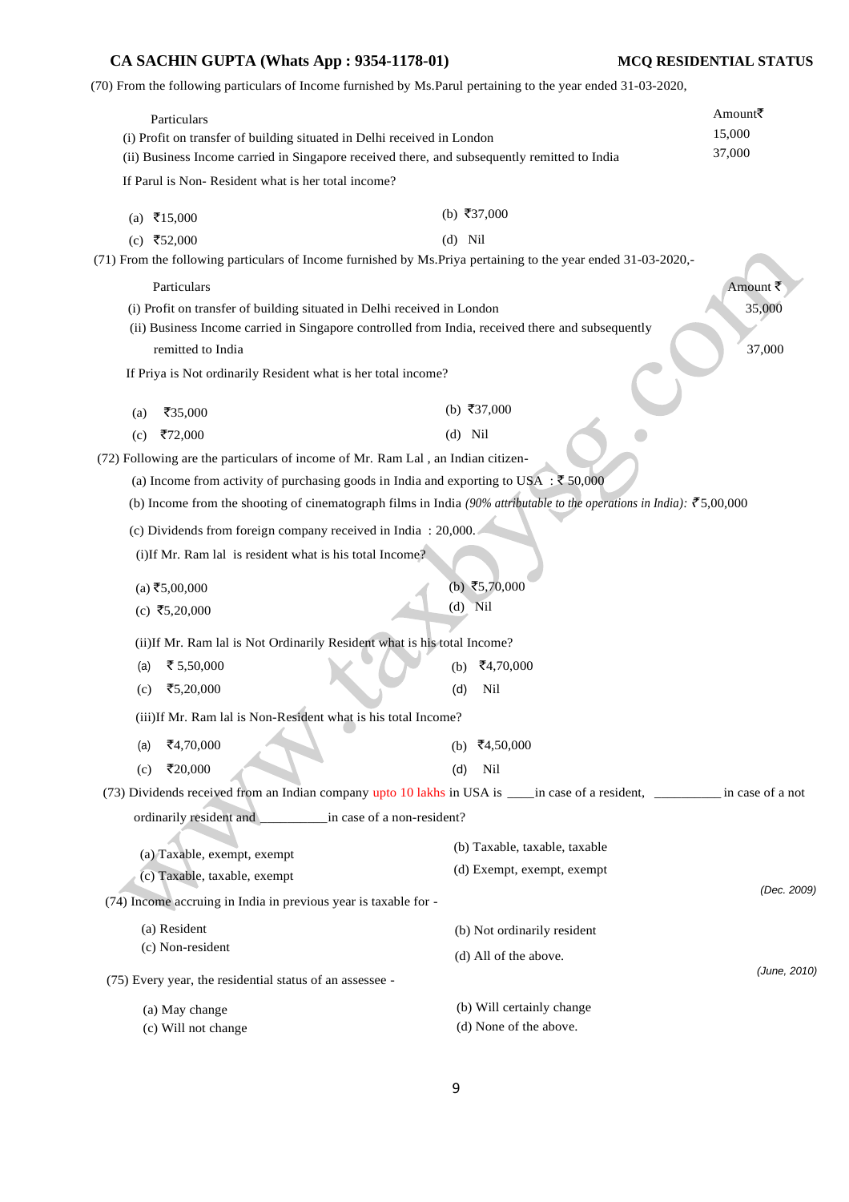(70) From the following particulars of Income furnished by Ms.Parul pertaining to the year ended 31-03-2020,

| Particulars | Amount₹ |
|---|---|
| (i) Profit on transfer of building situated in Delhi received in London | 15,000 |
| (ii) Business Income carried in Singapore received there, and subsequently remitted to India | 37,000 |

If Parul is Non- Resident what is her total income?

(a) ₹15,000 (b) ₹37,000
(c) ₹52,000 (d) Nil

(71) From the following particulars of Income furnished by Ms.Priya pertaining to the year ended 31-03-2020,-

| Particulars | Amount ₹ |
|---|---|
| (i) Profit on transfer of building situated in Delhi received in London | 35,000 |
| (ii) Business Income carried in Singapore controlled from India, received there and subsequently remitted to India | 37,000 |

If Priya is Not ordinarily Resident what is her total income?

(a) ₹35,000 (b) ₹37,000
(c) ₹72,000 (d) Nil

(72) Following are the particulars of income of Mr. Ram Lal , an Indian citizen-

(a) Income from activity of purchasing goods in India and exporting to USA : ₹ 50,000

(b) Income from the shooting of cinematograph films in India *(90% attributable to the operations in India)*: ₹5,00,000

(c) Dividends from foreign company received in India : 20,000.

(i)If Mr. Ram lal is resident what is his total Income?

(a) ₹5,00,000 (b) ₹5,70,000
(c) ₹5,20,000 (d) Nil

(ii)If Mr. Ram lal is Not Ordinarily Resident what is his total Income?

(a) ₹ 5,50,000 (b) ₹4,70,000
(c) ₹5,20,000 (d) Nil

(iii)If Mr. Ram lal is Non-Resident what is his total Income?

(a) ₹4,70,000 (b) ₹4,50,000
(c) ₹20,000 (d) Nil

(73) Dividends received from an Indian company upto 10 lakhs in USA is ____in case of a resident, _________ in case of a not ordinarily resident and _________in case of a non-resident?

(a) Taxable, exempt, exempt (b) Taxable, taxable, taxable
(c) Taxable, taxable, exempt (d) Exempt, exempt, exempt

*(Dec. 2009)*

(74) Income accruing in India in previous year is taxable for -

(a) Resident (b) Not ordinarily resident
(c) Non-resident (d) All of the above.

*(June, 2010)*

(75) Every year, the residential status of an assessee -

(a) May change (b) Will certainly change
(c) Will not change (d) None of the above.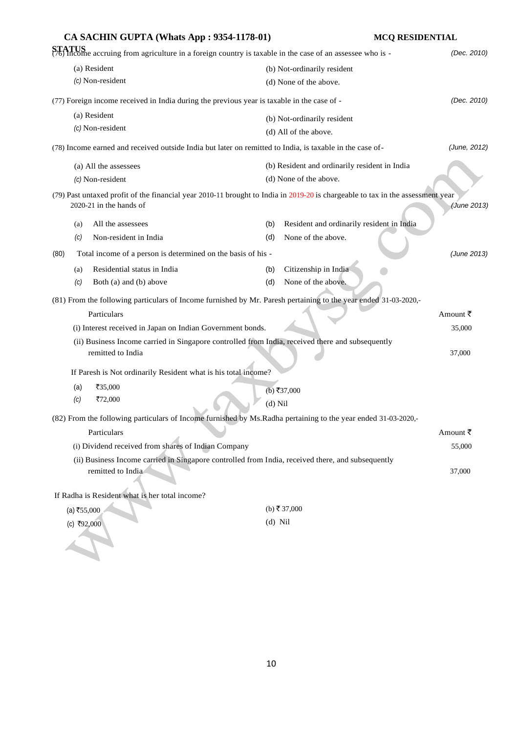(76) Income accruing from agriculture in a foreign country is taxable in the case of an assessee who is - *(Dec. 2010)*

(a) Resident
(b) Not-ordinarily resident
(c) Non-resident
(d) None of the above.

(77) Foreign income received in India during the previous year is taxable in the case of - *(Dec. 2010)*

(a) Resident
(b) Not-ordinarily resident
(c) Non-resident
(d) All of the above.

(78) Income earned and received outside India but later on remitted to India, is taxable in the case of- *(June, 2012)*

(a) All the assessees
(b) Resident and ordinarily resident in India
(c) Non-resident
(d) None of the above.

(79) Past untaxed profit of the financial year 2010-11 brought to India in 2019-20 is chargeable to tax in the assessment year 2020-21 in the hands of *(June 2013)*

(a) All the assessees
(b) Resident and ordinarily resident in India
(c) Non-resident in India
(d) None of the above.

(80) Total income of a person is determined on the basis of his - *(June 2013)*

(a) Residential status in India
(b) Citizenship in India
(c) Both (a) and (b) above
(d) None of the above.

(81) From the following particulars of Income furnished by Mr. Paresh pertaining to the year ended 31-03-2020,-

| Particulars | Amount ₹ |
|---|---|
| (i) Interest received in Japan on Indian Government bonds. | 35,000 |
| (ii) Business Income carried in Singapore controlled from India, received there and subsequently remitted to India | 37,000 |

If Paresh is Not ordinarily Resident what is his total income?

(a) ₹35,000
(b) ₹37,000
(c) ₹72,000
(d) Nil

(82) From the following particulars of Income furnished by Ms.Radha pertaining to the year ended 31-03-2020,-

| Particulars | Amount ₹ |
|---|---|
| (i) Dividend received from shares of Indian Company | 55,000 |
| (ii) Business Income carried in Singapore controlled from India, received there, and subsequently remitted to India | 37,000 |

If Radha is Resident what is her total income?

(a) ₹55,000
(b) ₹ 37,000
(c) ₹92,000
(d) Nil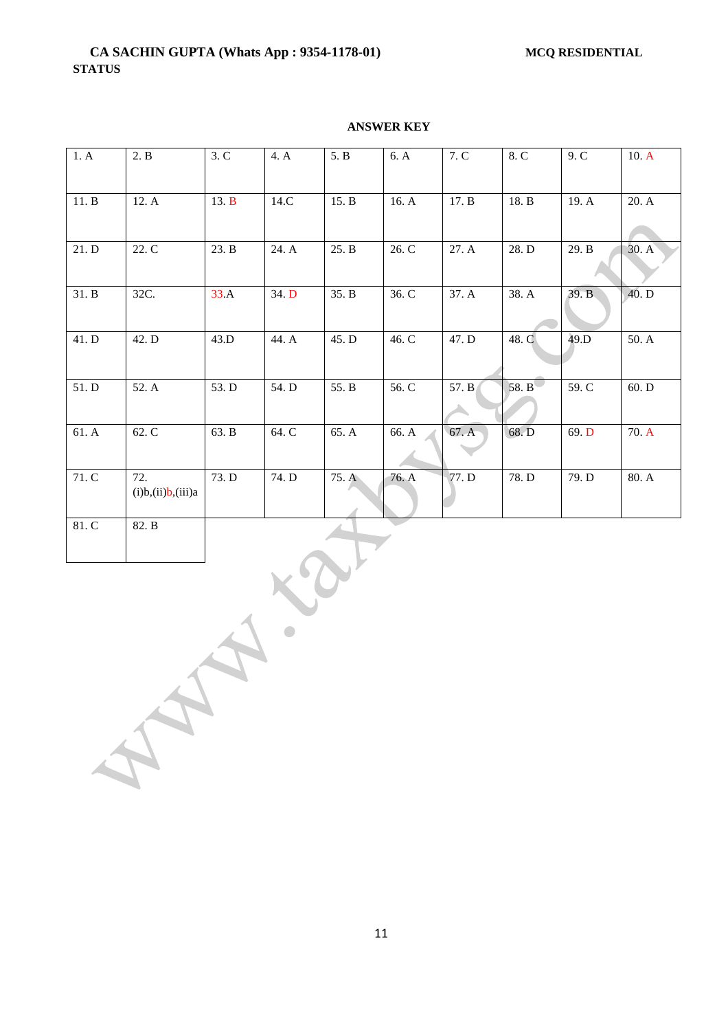## ANSWER KEY

| | | | | | | | | | |
|---|---|---|---|---|---|---|---|---|---|
| 1. A | 2. B | 3. C | 4. A | 5. B | 6. A | 7. C | 8. C | 9. C | 10. A |
| 11. B | 12. A | 13. B | 14.C | 15. B | 16. A | 17. B | 18. B | 19. A | 20. A |
| 21. D | 22. C | 23. B | 24. A | 25. B | 26. C | 27. A | 28. D | 29. B | 30. A |
| 31. B | 32C. | 33.A | 34. D | 35. B | 36. C | 37. A | 38. A | 39. B | 40. D |
| 41. D | 42. D | 43.D | 44. A | 45. D | 46. C | 47. D | 48. C | 49.D | 50. A |
| 51. D | 52. A | 53. D | 54. D | 55. B | 56. C | 57. B | 58. B | 59. C | 60. D |
| 61. A | 62. C | 63. B | 64. C | 65. A | 66. A | 67. A | 68. D | 69. D | 70. A |
| 71. C | 72. (i)b,(ii)b,(iii)a | 73. D | 74. D | 75. A | 76. A | 77. D | 78. D | 79. D | 80. A |
| 81. C | 82. B | | | | | | | | |